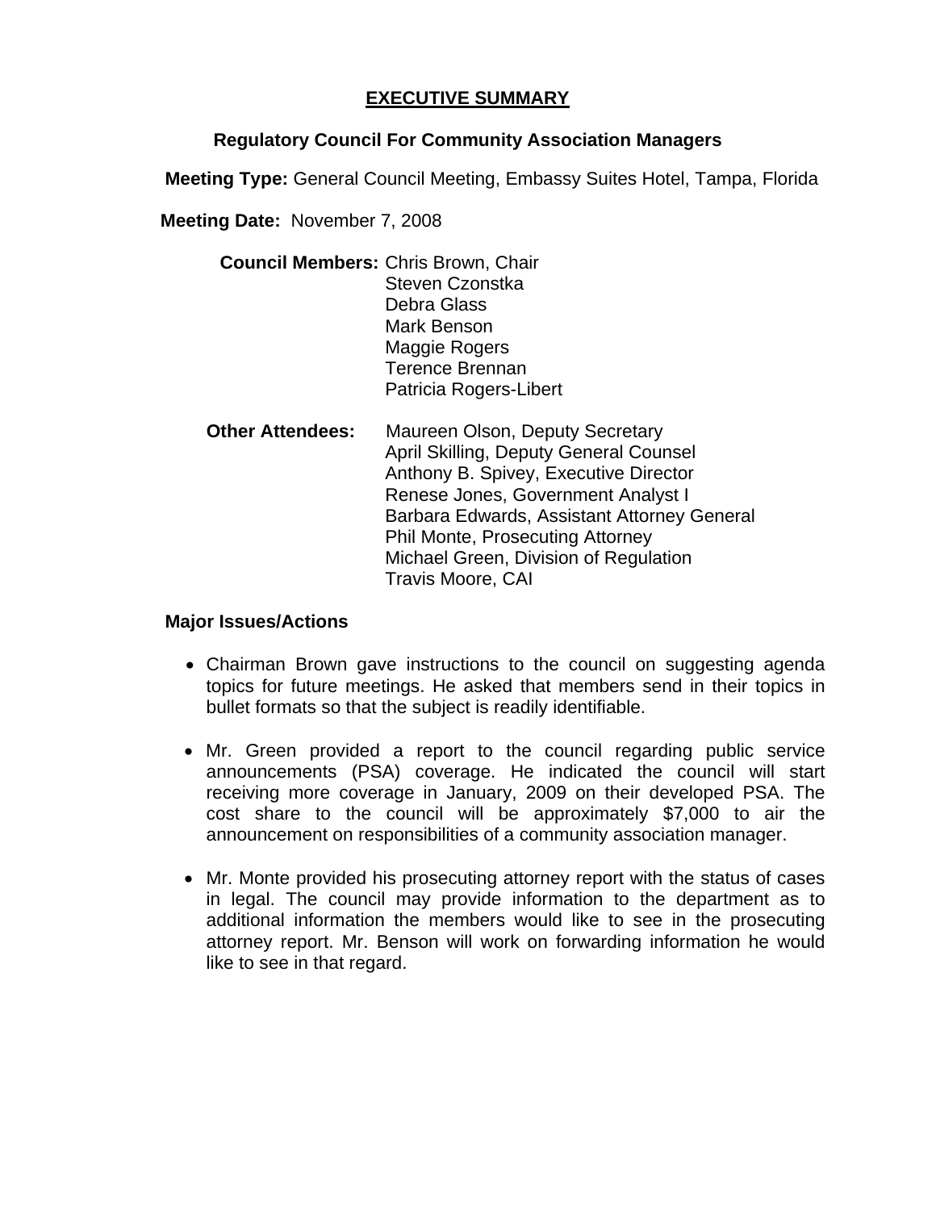# EXECUTIVE SUMMARY

## Regulatory Council For Community Association Managers

**Meeting Type:** General Council Meeting, Embassy Suites Hotel, Tampa, Florida

**Meeting Date:** November 7, 2008

**Council Members:** Chris Brown, Chair
Steven Czonstka
Debra Glass
Mark Benson
Maggie Rogers
Terence Brennan
Patricia Rogers-Libert

**Other Attendees:** Maureen Olson, Deputy Secretary
April Skilling, Deputy General Counsel
Anthony B. Spivey, Executive Director
Renese Jones, Government Analyst I
Barbara Edwards, Assistant Attorney General
Phil Monte, Prosecuting Attorney
Michael Green, Division of Regulation
Travis Moore, CAI

**Major Issues/Actions**

- Chairman Brown gave instructions to the council on suggesting agenda topics for future meetings. He asked that members send in their topics in bullet formats so that the subject is readily identifiable.

- Mr. Green provided a report to the council regarding public service announcements (PSA) coverage. He indicated the council will start receiving more coverage in January, 2009 on their developed PSA. The cost share to the council will be approximately $7,000 to air the announcement on responsibilities of a community association manager.

- Mr. Monte provided his prosecuting attorney report with the status of cases in legal. The council may provide information to the department as to additional information the members would like to see in the prosecuting attorney report. Mr. Benson will work on forwarding information he would like to see in that regard.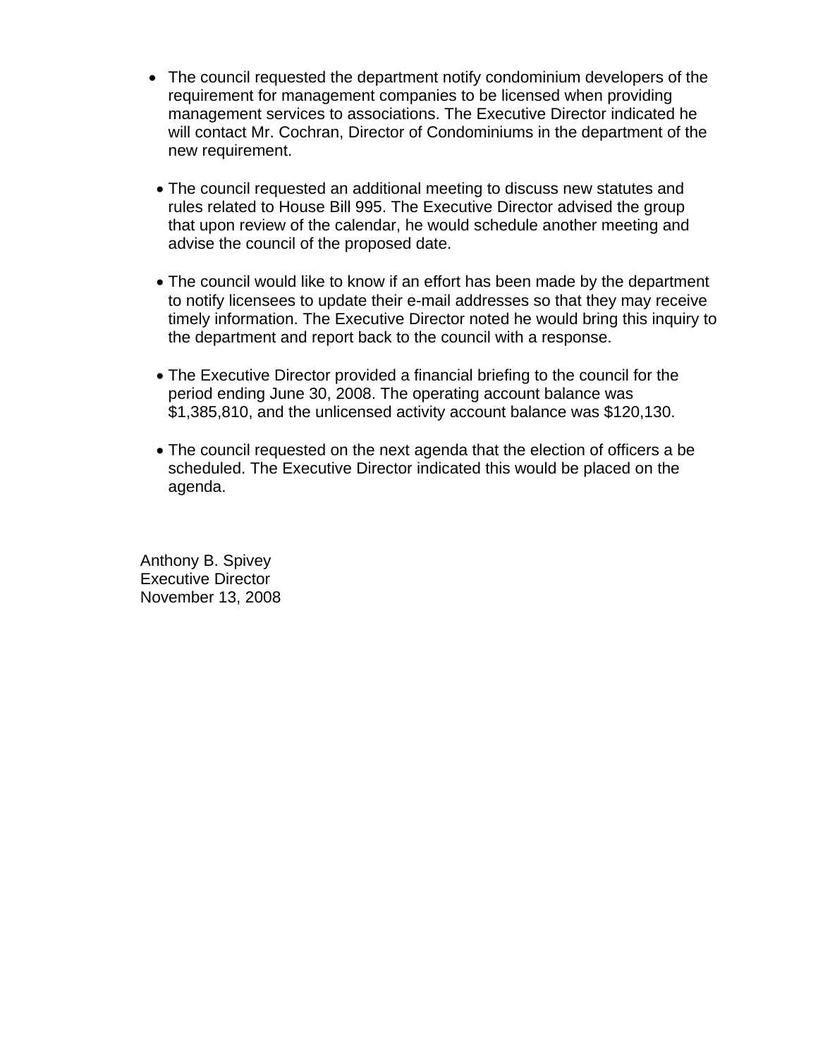- The council requested the department notify condominium developers of the requirement for management companies to be licensed when providing management services to associations. The Executive Director indicated he will contact Mr. Cochran, Director of Condominiums in the department of the new requirement.

- The council requested an additional meeting to discuss new statutes and rules related to House Bill 995. The Executive Director advised the group that upon review of the calendar, he would schedule another meeting and advise the council of the proposed date.

- The council would like to know if an effort has been made by the department to notify licensees to update their e-mail addresses so that they may receive timely information. The Executive Director noted he would bring this inquiry to the department and report back to the council with a response.

- The Executive Director provided a financial briefing to the council for the period ending June 30, 2008. The operating account balance was $1,385,810, and the unlicensed activity account balance was $120,130.

- The council requested on the next agenda that the election of officers a be scheduled. The Executive Director indicated this would be placed on the agenda.

Anthony B. Spivey
Executive Director
November 13, 2008